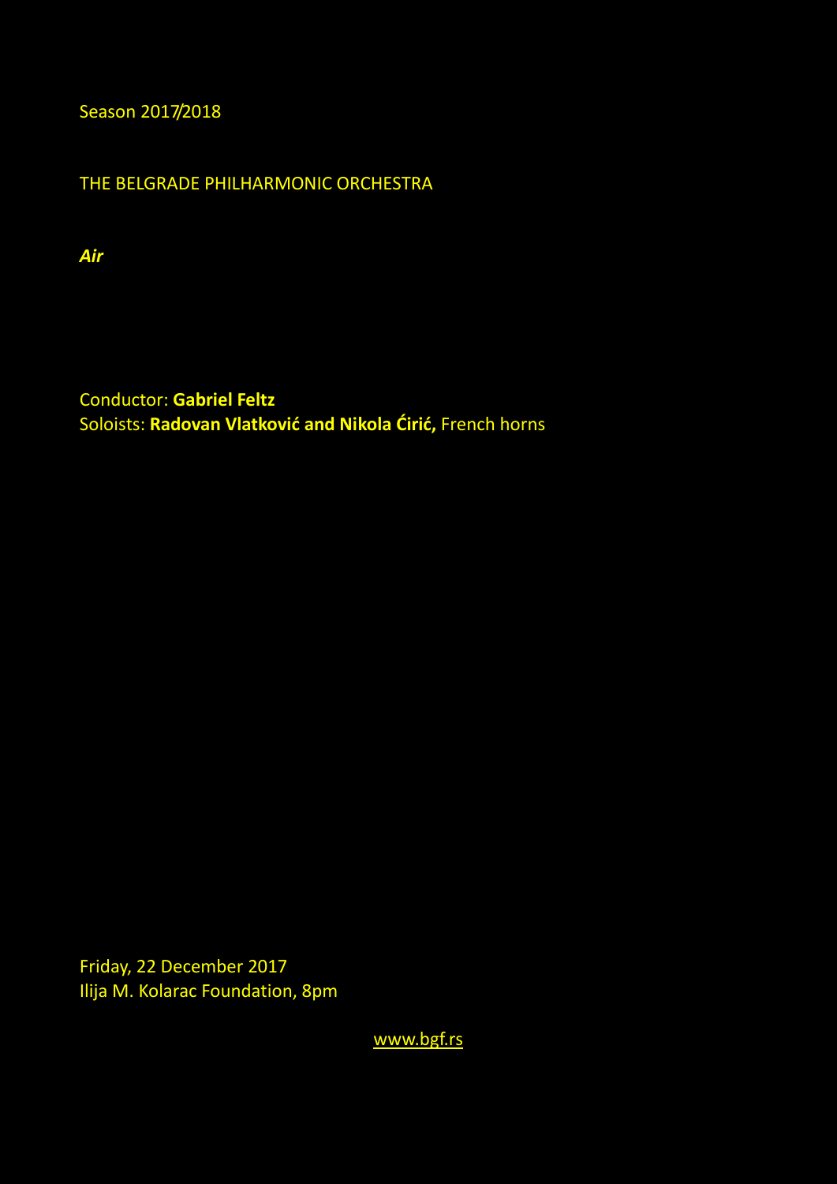Season 2017/2018

THE BELGRADE PHILHARMONIC ORCHESTRA

***Air***

Conductor: **Gabriel Feltz**
Soloists: **Radovan Vlatković and Nikola Ćirić,** French horns

Friday, 22 December 2017
Ilija M. Kolarac Foundation, 8pm

www.bgf.rs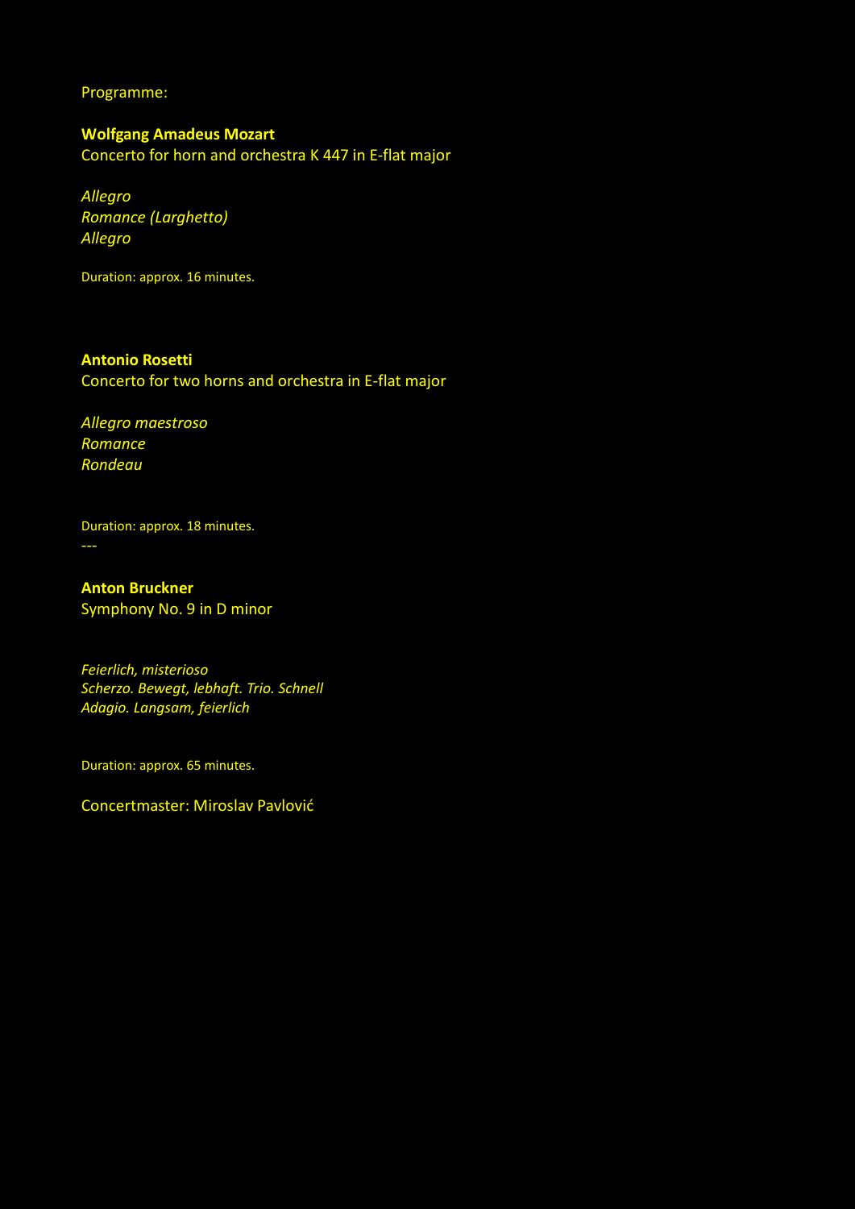Programme:

**Wolfgang Amadeus Mozart**
Concerto for horn and orchestra K 447 in E-flat major

*Allegro*
*Romance (Larghetto)*
*Allegro*

Duration: approx. 16 minutes.

**Antonio Rosetti**
Concerto for two horns and orchestra in E-flat major

*Allegro maestroso*
*Romance*
*Rondeau*

Duration: approx. 18 minutes.

---

**Anton Bruckner**
Symphony No. 9 in D minor

*Feierlich, misterioso*
*Scherzo. Bewegt, lebhaft. Trio. Schnell*
*Adagio. Langsam, feierlich*

Duration: approx. 65 minutes.

Concertmaster: Miroslav Pavlović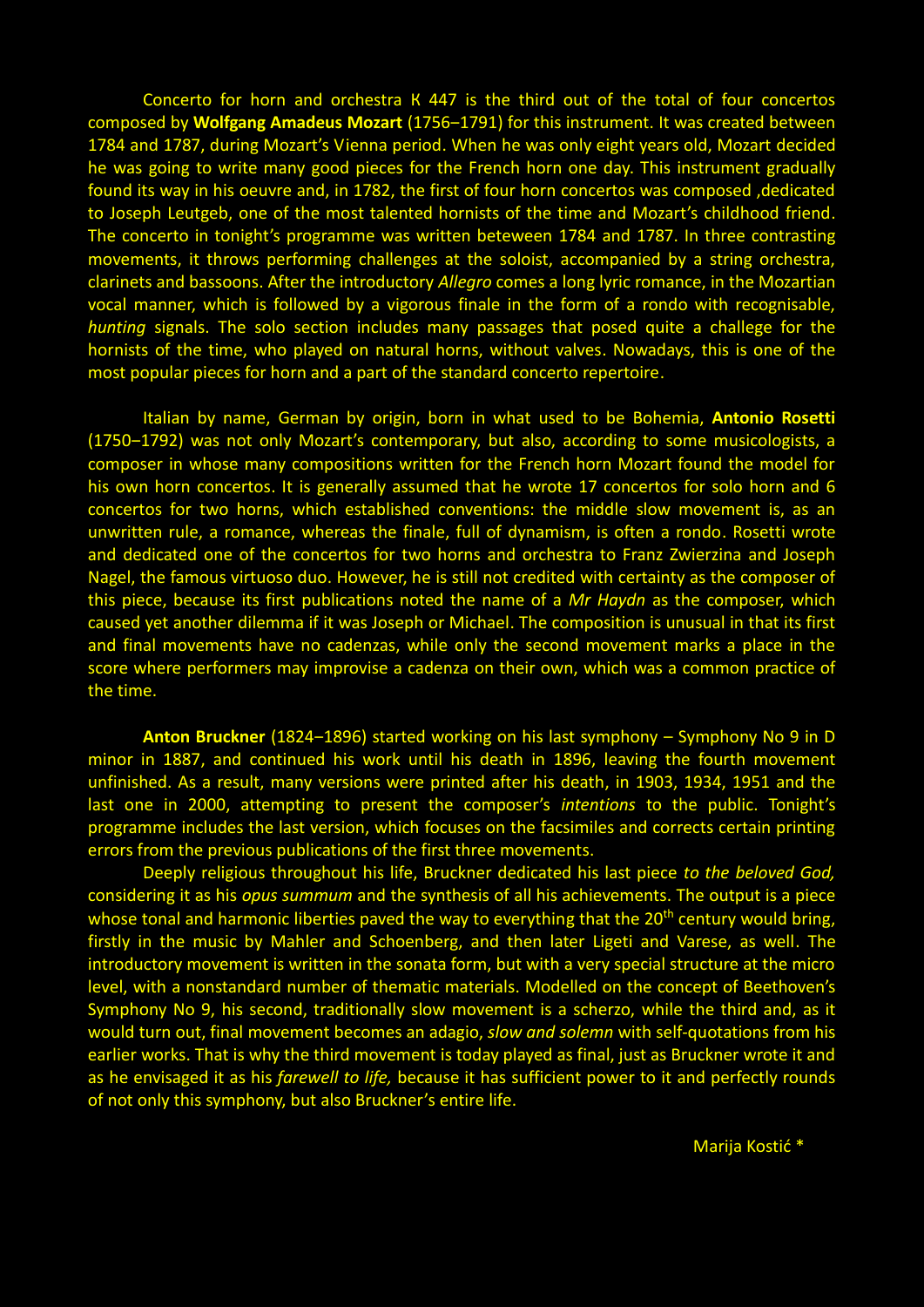Concerto for horn and orchestra K 447 is the third out of the total of four concertos composed by **Wolfgang Amadeus Mozart** (1756–1791) for this instrument. It was created between 1784 and 1787, during Mozart's Vienna period. When he was only eight years old, Mozart decided he was going to write many good pieces for the French horn one day. This instrument gradually found its way in his oeuvre and, in 1782, the first of four horn concertos was composed ,dedicated to Joseph Leutgeb, one of the most talented hornists of the time and Mozart's childhood friend. The concerto in tonight's programme was written beteween 1784 and 1787. In three contrasting movements, it throws performing challenges at the soloist, accompanied by a string orchestra, clarinets and bassoons. After the introductory *Allegro* comes a long lyric romance, in the Mozartian vocal manner, which is followed by a vigorous finale in the form of a rondo with recognisable, *hunting* signals. The solo section includes many passages that posed quite a challege for the hornists of the time, who played on natural horns, without valves. Nowadays, this is one of the most popular pieces for horn and a part of the standard concerto repertoire.

Italian by name, German by origin, born in what used to be Bohemia, **Antonio Rosetti** (1750–1792) was not only Mozart's contemporary, but also, according to some musicologists, a composer in whose many compositions written for the French horn Mozart found the model for his own horn concertos. It is generally assumed that he wrote 17 concertos for solo horn and 6 concertos for two horns, which established conventions: the middle slow movement is, as an unwritten rule, a romance, whereas the finale, full of dynamism, is often a rondo. Rosetti wrote and dedicated one of the concertos for two horns and orchestra to Franz Zwierzina and Joseph Nagel, the famous virtuoso duo. However, he is still not credited with certainty as the composer of this piece, because its first publications noted the name of a *Mr Haydn* as the composer, which caused yet another dilemma if it was Joseph or Michael. The composition is unusual in that its first and final movements have no cadenzas, while only the second movement marks a place in the score where performers may improvise a cadenza on their own, which was a common practice of the time.

**Anton Bruckner** (1824–1896) started working on his last symphony – Symphony No 9 in D minor in 1887, and continued his work until his death in 1896, leaving the fourth movement unfinished. As a result, many versions were printed after his death, in 1903, 1934, 1951 and the last one in 2000, attempting to present the composer's *intentions* to the public. Tonight's programme includes the last version, which focuses on the facsimiles and corrects certain printing errors from the previous publications of the first three movements.

Deeply religious throughout his life, Bruckner dedicated his last piece *to the beloved God,* considering it as his *opus summum* and the synthesis of all his achievements. The output is a piece whose tonal and harmonic liberties paved the way to everything that the 20th century would bring, firstly in the music by Mahler and Schoenberg, and then later Ligeti and Varese, as well. The introductory movement is written in the sonata form, but with a very special structure at the micro level, with a nonstandard number of thematic materials. Modelled on the concept of Beethoven's Symphony No 9, his second, traditionally slow movement is a scherzo, while the third and, as it would turn out, final movement becomes an adagio, *slow and solemn* with self-quotations from his earlier works. That is why the third movement is today played as final, just as Bruckner wrote it and as he envisaged it as his *farewell to life,* because it has sufficient power to it and perfectly rounds of not only this symphony, but also Bruckner's entire life.

Marija Kostić *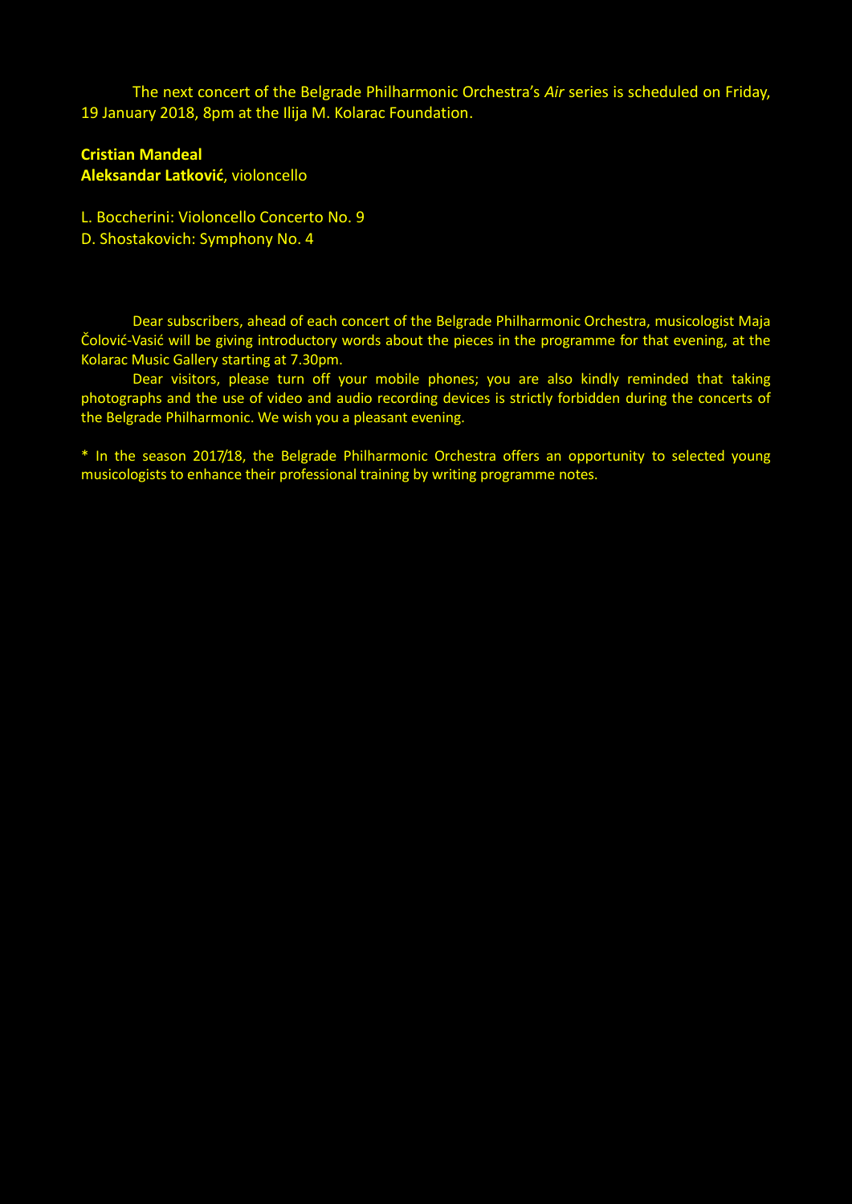The next concert of the Belgrade Philharmonic Orchestra's *Air* series is scheduled on Friday, 19 January 2018, 8pm at the Ilija M. Kolarac Foundation.

**Cristian Mandeal**
**Aleksandar Latković**, violoncello

L. Boccherini: Violoncello Concerto No. 9
D. Shostakovich: Symphony No. 4

Dear subscribers, ahead of each concert of the Belgrade Philharmonic Orchestra, musicologist Maja Čolović-Vasić will be giving introductory words about the pieces in the programme for that evening, at the Kolarac Music Gallery starting at 7.30pm.

Dear visitors, please turn off your mobile phones; you are also kindly reminded that taking photographs and the use of video and audio recording devices is strictly forbidden during the concerts of the Belgrade Philharmonic. We wish you a pleasant evening.

* In the season 2017/18, the Belgrade Philharmonic Orchestra offers an opportunity to selected young musicologists to enhance their professional training by writing programme notes.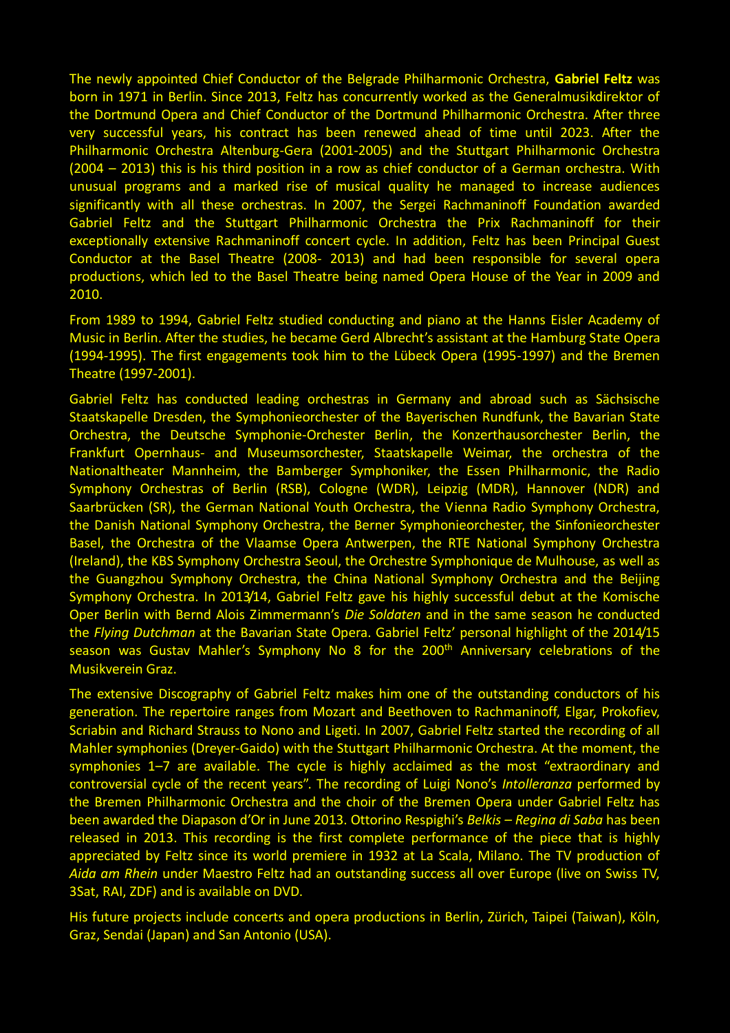The newly appointed Chief Conductor of the Belgrade Philharmonic Orchestra, **Gabriel Feltz** was born in 1971 in Berlin. Since 2013, Feltz has concurrently worked as the Generalmusikdirektor of the Dortmund Opera and Chief Conductor of the Dortmund Philharmonic Orchestra. After three very successful years, his contract has been renewed ahead of time until 2023. After the Philharmonic Orchestra Altenburg-Gera (2001-2005) and the Stuttgart Philharmonic Orchestra (2004 – 2013) this is his third position in a row as chief conductor of a German orchestra. With unusual programs and a marked rise of musical quality he managed to increase audiences significantly with all these orchestras. In 2007, the Sergei Rachmaninoff Foundation awarded Gabriel Feltz and the Stuttgart Philharmonic Orchestra the Prix Rachmaninoff for their exceptionally extensive Rachmaninoff concert cycle. In addition, Feltz has been Principal Guest Conductor at the Basel Theatre (2008- 2013) and had been responsible for several opera productions, which led to the Basel Theatre being named Opera House of the Year in 2009 and 2010.

From 1989 to 1994, Gabriel Feltz studied conducting and piano at the Hanns Eisler Academy of Music in Berlin. After the studies, he became Gerd Albrecht's assistant at the Hamburg State Opera (1994-1995). The first engagements took him to the Lübeck Opera (1995-1997) and the Bremen Theatre (1997-2001).

Gabriel Feltz has conducted leading orchestras in Germany and abroad such as Sächsische Staatskapelle Dresden, the Symphonieorchester of the Bayerischen Rundfunk, the Bavarian State Orchestra, the Deutsche Symphonie-Orchester Berlin, the Konzerthausorchester Berlin, the Frankfurt Opernhaus- and Museumsorchester, Staatskapelle Weimar, the orchestra of the Nationaltheater Mannheim, the Bamberger Symphoniker, the Essen Philharmonic, the Radio Symphony Orchestras of Berlin (RSB), Cologne (WDR), Leipzig (MDR), Hannover (NDR) and Saarbrücken (SR), the German National Youth Orchestra, the Vienna Radio Symphony Orchestra, the Danish National Symphony Orchestra, the Berner Symphonieorchester, the Sinfonieorchester Basel, the Orchestra of the Vlaamse Opera Antwerpen, the RTE National Symphony Orchestra (Ireland), the KBS Symphony Orchestra Seoul, the Orchestre Symphonique de Mulhouse, as well as the Guangzhou Symphony Orchestra, the China National Symphony Orchestra and the Beijing Symphony Orchestra. In 2013/14, Gabriel Feltz gave his highly successful debut at the Komische Oper Berlin with Bernd Alois Zimmermann's *Die Soldaten* and in the same season he conducted the *Flying Dutchman* at the Bavarian State Opera. Gabriel Feltz' personal highlight of the 2014/15 season was Gustav Mahler's Symphony No 8 for the 200th Anniversary celebrations of the Musikverein Graz.

The extensive Discography of Gabriel Feltz makes him one of the outstanding conductors of his generation. The repertoire ranges from Mozart and Beethoven to Rachmaninoff, Elgar, Prokofiev, Scriabin and Richard Strauss to Nono and Ligeti. In 2007, Gabriel Feltz started the recording of all Mahler symphonies (Dreyer-Gaido) with the Stuttgart Philharmonic Orchestra. At the moment, the symphonies 1–7 are available. The cycle is highly acclaimed as the most "extraordinary and controversial cycle of the recent years". The recording of Luigi Nono's *Intolleranza* performed by the Bremen Philharmonic Orchestra and the choir of the Bremen Opera under Gabriel Feltz has been awarded the Diapason d'Or in June 2013. Ottorino Respighi's *Belkis – Regina di Saba* has been released in 2013. This recording is the first complete performance of the piece that is highly appreciated by Feltz since its world premiere in 1932 at La Scala, Milano. The TV production of *Aida am Rhein* under Maestro Feltz had an outstanding success all over Europe (live on Swiss TV, 3Sat, RAI, ZDF) and is available on DVD.

His future projects include concerts and opera productions in Berlin, Zürich, Taipei (Taiwan), Köln, Graz, Sendai (Japan) and San Antonio (USA).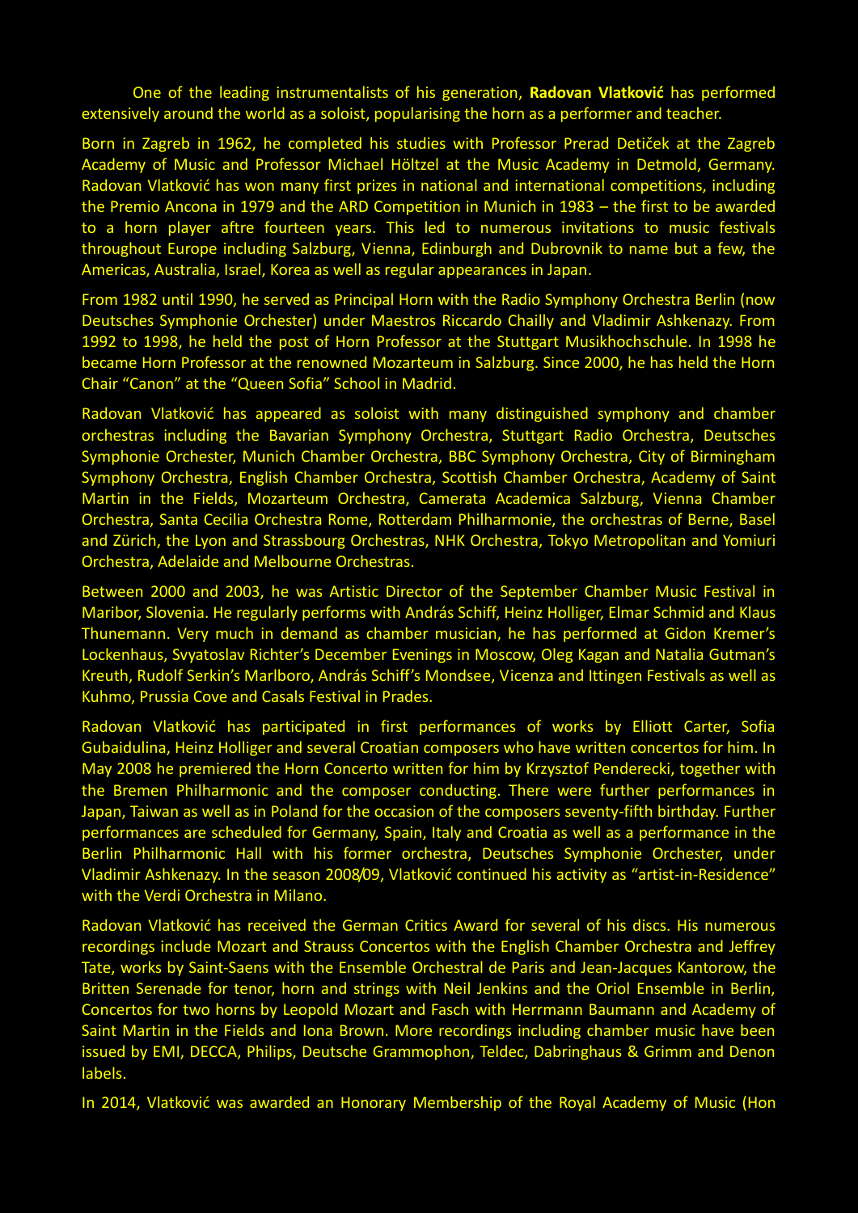One of the leading instrumentalists of his generation, **Radovan Vlatković** has performed extensively around the world as a soloist, popularising the horn as a performer and teacher.

Born in Zagreb in 1962, he completed his studies with Professor Prerad Detiček at the Zagreb Academy of Music and Professor Michael Höltzel at the Music Academy in Detmold, Germany. Radovan Vlatković has won many first prizes in national and international competitions, including the Premio Ancona in 1979 and the ARD Competition in Munich in 1983 – the first to be awarded to a horn player aftre fourteen years. This led to numerous invitations to music festivals throughout Europe including Salzburg, Vienna, Edinburgh and Dubrovnik to name but a few, the Americas, Australia, Israel, Korea as well as regular appearances in Japan.

From 1982 until 1990, he served as Principal Horn with the Radio Symphony Orchestra Berlin (now Deutsches Symphonie Orchester) under Maestros Riccardo Chailly and Vladimir Ashkenazy. From 1992 to 1998, he held the post of Horn Professor at the Stuttgart Musikhochschule. In 1998 he became Horn Professor at the renowned Mozarteum in Salzburg. Since 2000, he has held the Horn Chair "Canon" at the "Queen Sofia" School in Madrid.

Radovan Vlatković has appeared as soloist with many distinguished symphony and chamber orchestras including the Bavarian Symphony Orchestra, Stuttgart Radio Orchestra, Deutsches Symphonie Orchester, Munich Chamber Orchestra, BBC Symphony Orchestra, City of Birmingham Symphony Orchestra, English Chamber Orchestra, Scottish Chamber Orchestra, Academy of Saint Martin in the Fields, Mozarteum Orchestra, Camerata Academica Salzburg, Vienna Chamber Orchestra, Santa Cecilia Orchestra Rome, Rotterdam Philharmonie, the orchestras of Berne, Basel and Zürich, the Lyon and Strassbourg Orchestras, NHK Orchestra, Tokyo Metropolitan and Yomiuri Orchestra, Adelaide and Melbourne Orchestras.

Between 2000 and 2003, he was Artistic Director of the September Chamber Music Festival in Maribor, Slovenia. He regularly performs with András Schiff, Heinz Holliger, Elmar Schmid and Klaus Thunemann. Very much in demand as chamber musician, he has performed at Gidon Kremer's Lockenhaus, Svyatoslav Richter's December Evenings in Moscow, Oleg Kagan and Natalia Gutman's Kreuth, Rudolf Serkin's Marlboro, András Schiff's Mondsee, Vicenza and Ittingen Festivals as well as Kuhmo, Prussia Cove and Casals Festival in Prades.

Radovan Vlatković has participated in first performances of works by Elliott Carter, Sofia Gubaidulina, Heinz Holliger and several Croatian composers who have written concertos for him. In May 2008 he premiered the Horn Concerto written for him by Krzysztof Penderecki, together with the Bremen Philharmonic and the composer conducting. There were further performances in Japan, Taiwan as well as in Poland for the occasion of the composers seventy-fifth birthday. Further performances are scheduled for Germany, Spain, Italy and Croatia as well as a performance in the Berlin Philharmonic Hall with his former orchestra, Deutsches Symphonie Orchester, under Vladimir Ashkenazy. In the season 2008/09, Vlatković continued his activity as "artist-in-Residence" with the Verdi Orchestra in Milano.

Radovan Vlatković has received the German Critics Award for several of his discs. His numerous recordings include Mozart and Strauss Concertos with the English Chamber Orchestra and Jeffrey Tate, works by Saint-Saens with the Ensemble Orchestral de Paris and Jean-Jacques Kantorow, the Britten Serenade for tenor, horn and strings with Neil Jenkins and the Oriol Ensemble in Berlin, Concertos for two horns by Leopold Mozart and Fasch with Herrmann Baumann and Academy of Saint Martin in the Fields and Iona Brown. More recordings including chamber music have been issued by EMI, DECCA, Philips, Deutsche Grammophon, Teldec, Dabringhaus & Grimm and Denon labels.

In 2014, Vlatković was awarded an Honorary Membership of the Royal Academy of Music (Hon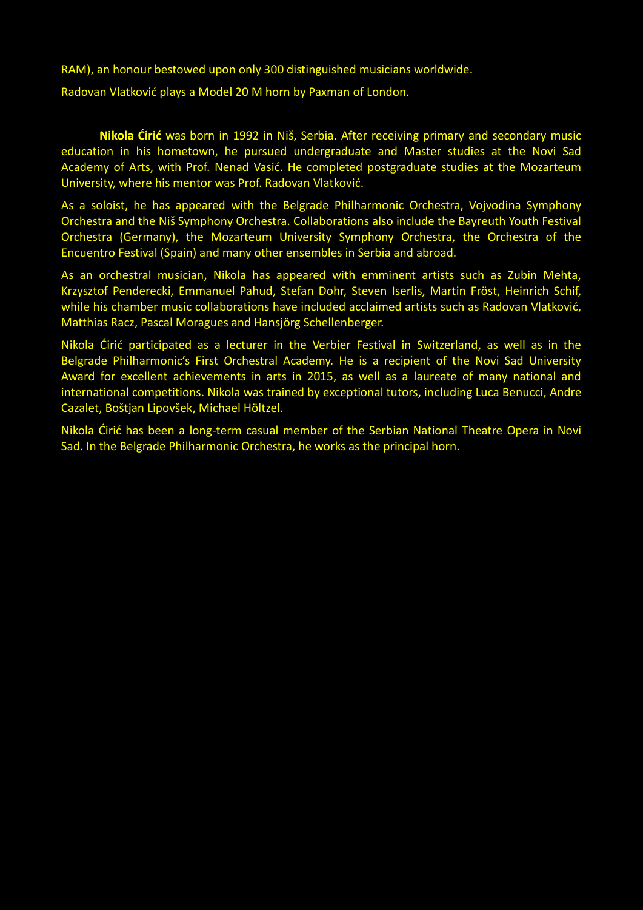RAM), an honour bestowed upon only 300 distinguished musicians worldwide.

Radovan Vlatković plays a Model 20 M horn by Paxman of London.

**Nikola Ćirić** was born in 1992 in Niš, Serbia. After receiving primary and secondary music education in his hometown, he pursued undergraduate and Master studies at the Novi Sad Academy of Arts, with Prof. Nenad Vasić. He completed postgraduate studies at the Mozarteum University, where his mentor was Prof. Radovan Vlatković.

As a soloist, he has appeared with the Belgrade Philharmonic Orchestra, Vojvodina Symphony Orchestra and the Niš Symphony Orchestra. Collaborations also include the Bayreuth Youth Festival Orchestra (Germany), the Mozarteum University Symphony Orchestra, the Orchestra of the Encuentro Festival (Spain) and many other ensembles in Serbia and abroad.

As an orchestral musician, Nikola has appeared with emminent artists such as Zubin Mehta, Krzysztof Penderecki, Emmanuel Pahud, Stefan Dohr, Steven Iserlis, Martin Fröst, Heinrich Schif, while his chamber music collaborations have included acclaimed artists such as Radovan Vlatković, Matthias Racz, Pascal Moragues and Hansjörg Schellenberger.

Nikola Ćirić participated as a lecturer in the Verbier Festival in Switzerland, as well as in the Belgrade Philharmonic's First Orchestral Academy. He is a recipient of the Novi Sad University Award for excellent achievements in arts in 2015, as well as a laureate of many national and international competitions. Nikola was trained by exceptional tutors, including Luca Benucci, Andre Cazalet, Boštjan Lipovšek, Michael Höltzel.

Nikola Ćirić has been a long-term casual member of the Serbian National Theatre Opera in Novi Sad. In the Belgrade Philharmonic Orchestra, he works as the principal horn.